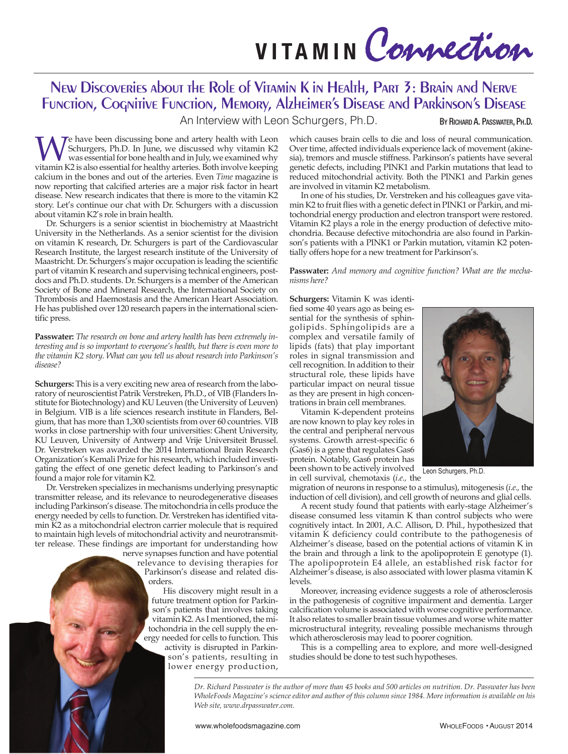# VITAMIN Connection

## New Discoveries about the Role of Vitamin K in Health, Part 3: Brain and Nerve Function, Cognitive Function, Memory, Alzheimer's Disease and Parkinson's Disease

An Interview with Leon Schurgers, Ph.D.

By Richard A. Passwater, Ph.D.

We have been discussing bone and artery health with Leon Schurgers, Ph.D. In June, we discussed why vitamin K2 was essential for bone health and in July, we examined why vitamin K2 is also essential for healthy arteries. Both involve keeping calcium in the bones and out of the arteries. Even *Time* magazine is now reporting that calcified arteries are a major risk factor in heart disease. New research indicates that there is more to the vitamin K2 story. Let's continue our chat with Dr. Schurgers with a discussion about vitamin K2's role in brain health.

Dr. Schurgers is a senior scientist in biochemistry at Maastricht University in the Netherlands. As a senior scientist for the division on vitamin K research, Dr. Schurgers is part of the Cardiovascular Research Institute, the largest research institute of the University of Maastricht. Dr. Schurgers's major occupation is leading the scientific part of vitamin K research and supervising technical engineers, post-docs and Ph.D. students. Dr. Schurgers is a member of the American Society of Bone and Mineral Research, the International Society on Thrombosis and Haemostasis and the American Heart Association. He has published over 120 research papers in the international scientific press.

**Passwater:** *The research on bone and artery health has been extremely interesting and is so important to everyone's health, but there is even more to the vitamin K2 story. What can you tell us about research into Parkinson's disease?*

**Schurgers:** This is a very exciting new area of research from the laboratory of neuroscientist Patrik Verstreken, Ph.D., of VIB (Flanders Institute for Biotechnology) and KU Leuven (the University of Leuven) in Belgium. VIB is a life sciences research institute in Flanders, Belgium, that has more than 1,300 scientists from over 60 countries. VIB works in close partnership with four universities: Ghent University, KU Leuven, University of Antwerp and Vrije Universiteit Brussel. Dr. Verstreken was awarded the 2014 International Brain Research Organization's Kemali Prize for his research, which included investigating the effect of one genetic defect leading to Parkinson's and found a major role for vitamin K2.

Dr. Verstreken specializes in mechanisms underlying presynaptic transmitter release, and its relevance to neurodegenerative diseases including Parkinson's disease. The mitochondria in cells produce the energy needed by cells to function. Dr. Verstreken has identified vitamin K2 as a mitochondrial electron carrier molecule that is required to maintain high levels of mitochondrial activity and neurotransmitter release. These findings are important for understanding how nerve synapses function and have potential relevance to devising therapies for Parkinson's disease and related disorders.

His discovery might result in a future treatment option for Parkinson's patients that involves taking vitamin K2. As I mentioned, the mitochondria in the cell supply the energy needed for cells to function. This activity is disrupted in Parkinson's patients, resulting in lower energy production, which causes brain cells to die and loss of neural communication. Over time, affected individuals experience lack of movement (akinesia), tremors and muscle stiffness. Parkinson's patients have several genetic defects, including PINK1 and Parkin mutations that lead to reduced mitochondrial activity. Both the PINK1 and Parkin genes are involved in vitamin K2 metabolism.

In one of his studies, Dr. Verstreken and his colleagues gave vitamin K2 to fruit flies with a genetic defect in PINK1 or Parkin, and mitochondrial energy production and electron transport were restored. Vitamin K2 plays a role in the energy production of defective mitochondria. Because defective mitochondria are also found in Parkinson's patients with a PINK1 or Parkin mutation, vitamin K2 potentially offers hope for a new treatment for Parkinson's.

**Passwater:** *And memory and cognitive function? What are the mechanisms here?*

**Schurgers:** Vitamin K was identified some 40 years ago as being essential for the synthesis of sphingolipids. Sphingolipids are a complex and versatile family of lipids (fats) that play important roles in signal transmission and cell recognition. In addition to their structural role, these lipids have particular impact on neural tissue as they are present in high concentrations in brain cell membranes.

Leon Schurgers, Ph.D.

Vitamin K-dependent proteins are now known to play key roles in the central and peripheral nervous systems. Growth arrest-specific 6 (Gas6) is a gene that regulates Gas6 protein. Notably, Gas6 protein has been shown to be actively involved in cell survival, chemotaxis (*i.e.,* the migration of neurons in response to a stimulus), mitogenesis (*i.e.,* the induction of cell division), and cell growth of neurons and glial cells.

A recent study found that patients with early-stage Alzheimer's disease consumed less vitamin K than control subjects who were cognitively intact. In 2001, A.C. Allison, D. Phil., hypothesized that vitamin K deficiency could contribute to the pathogenesis of Alzheimer's disease, based on the potential actions of vitamin K in the brain and through a link to the apolipoprotein E genotype (1). The apolipoprotein E4 allele, an established risk factor for Alzheimer's disease, is also associated with lower plasma vitamin K levels.

Moreover, increasing evidence suggests a role of atherosclerosis in the pathogenesis of cognitive impairment and dementia. Larger calcification volume is associated with worse cognitive performance. It also relates to smaller brain tissue volumes and worse white matter microstructural integrity, revealing possible mechanisms through which atherosclerosis may lead to poorer cognition.

This is a compelling area to explore, and more well-designed studies should be done to test such hypotheses.

*Dr. Richard Passwater is the author of more than 45 books and 500 articles on nutrition. Dr. Passwater has been WholeFoods Magazine's science editor and author of this column since 1984. More information is available on his Web site, www.drpasswater.com.*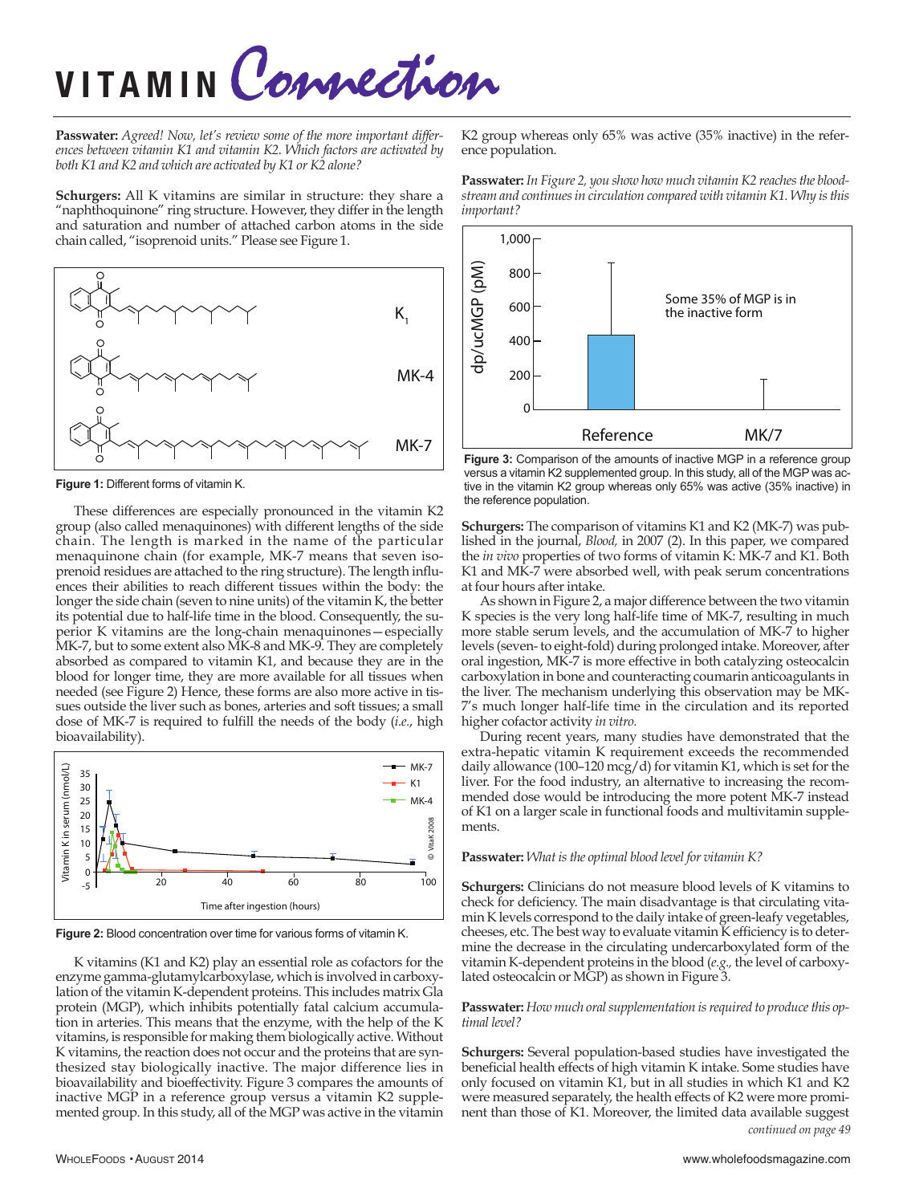**Passwater:** *Agreed! Now, let's review some of the more important differences between vitamin K1 and vitamin K2. Which factors are activated by both K1 and K2 and which are activated by K1 or K2 alone?*

**Schurgers:** All K vitamins are similar in structure: they share a "naphthoquinone" ring structure. However, they differ in the length and saturation and number of attached carbon atoms in the side chain called, "isoprenoid units." Please see Figure 1.

**Figure 1:** Different forms of vitamin K.

These differences are especially pronounced in the vitamin K2 group (also called menaquinones) with different lengths of the side chain. The length is marked in the name of the particular menaquinone chain (for example, MK-7 means that seven isoprenoid residues are attached to the ring structure). The length influences their abilities to reach different tissues within the body: the longer the side chain (seven to nine units) of the vitamin K, the better its potential due to half-life time in the blood. Consequently, the superior K vitamins are the long-chain menaquinones—especially MK-7, but to some extent also MK-8 and MK-9. They are completely absorbed as compared to vitamin K1, and because they are in the blood for longer time, they are more available for all tissues when needed (see Figure 2) Hence, these forms are also more active in tissues outside the liver such as bones, arteries and soft tissues; a small dose of MK-7 is required to fulfill the needs of the body (*i.e.*, high bioavailability).

**Figure 2:** Blood concentration over time for various forms of vitamin K.

K vitamins (K1 and K2) play an essential role as cofactors for the enzyme gamma-glutamylcarboxylase, which is involved in carboxylation of the vitamin K-dependent proteins. This includes matrix Gla protein (MGP), which inhibits potentially fatal calcium accumulation in arteries. This means that the enzyme, with the help of the K vitamins, is responsible for making them biologically active. Without K vitamins, the reaction does not occur and the proteins that are synthesized stay biologically inactive. The major difference lies in bioavailability and bioeffectivity. Figure 3 compares the amounts of inactive MGP in a reference group versus a vitamin K2 supplemented group. In this study, all of the MGP was active in the vitamin K2 group whereas only 65% was active (35% inactive) in the reference population.

**Passwater:** *In Figure 2, you show how much vitamin K2 reaches the bloodstream and continues in circulation compared with vitamin K1. Why is this important?*

**Figure 3:** Comparison of the amounts of inactive MGP in a reference group versus a vitamin K2 supplemented group. In this study, all of the MGP was active in the vitamin K2 group whereas only 65% was active (35% inactive) in the reference population.

**Schurgers:** The comparison of vitamins K1 and K2 (MK-7) was published in the journal, *Blood,* in 2007 (2). In this paper, we compared the *in vivo* properties of two forms of vitamin K: MK-7 and K1. Both K1 and MK-7 were absorbed well, with peak serum concentrations at four hours after intake.

As shown in Figure 2, a major difference between the two vitamin K species is the very long half-life time of MK-7, resulting in much more stable serum levels, and the accumulation of MK-7 to higher levels (seven- to eight-fold) during prolonged intake. Moreover, after oral ingestion, MK-7 is more effective in both catalyzing osteocalcin carboxylation in bone and counteracting coumarin anticoagulants in the liver. The mechanism underlying this observation may be MK-7's much longer half-life time in the circulation and its reported higher cofactor activity *in vitro.*

During recent years, many studies have demonstrated that the extra-hepatic vitamin K requirement exceeds the recommended daily allowance (100–120 mcg/d) for vitamin K1, which is set for the liver. For the food industry, an alternative to increasing the recommended dose would be introducing the more potent MK-7 instead of K1 on a larger scale in functional foods and multivitamin supplements.

**Passwater:** *What is the optimal blood level for vitamin K?*

**Schurgers:** Clinicians do not measure blood levels of K vitamins to check for deficiency. The main disadvantage is that circulating vitamin K levels correspond to the daily intake of green-leafy vegetables, cheeses, etc. The best way to evaluate vitamin K efficiency is to determine the decrease in the circulating undercarboxylated form of the vitamin K-dependent proteins in the blood (*e.g.,* the level of carboxylated osteocalcin or MGP) as shown in Figure 3.

**Passwater:** *How much oral supplementation is required to produce this optimal level?*

**Schurgers:** Several population-based studies have investigated the beneficial health effects of high vitamin K intake. Some studies have only focused on vitamin K1, but in all studies in which K1 and K2 were measured separately, the health effects of K2 were more prominent than those of K1. Moreover, the limited data available suggest

*continued on page 49*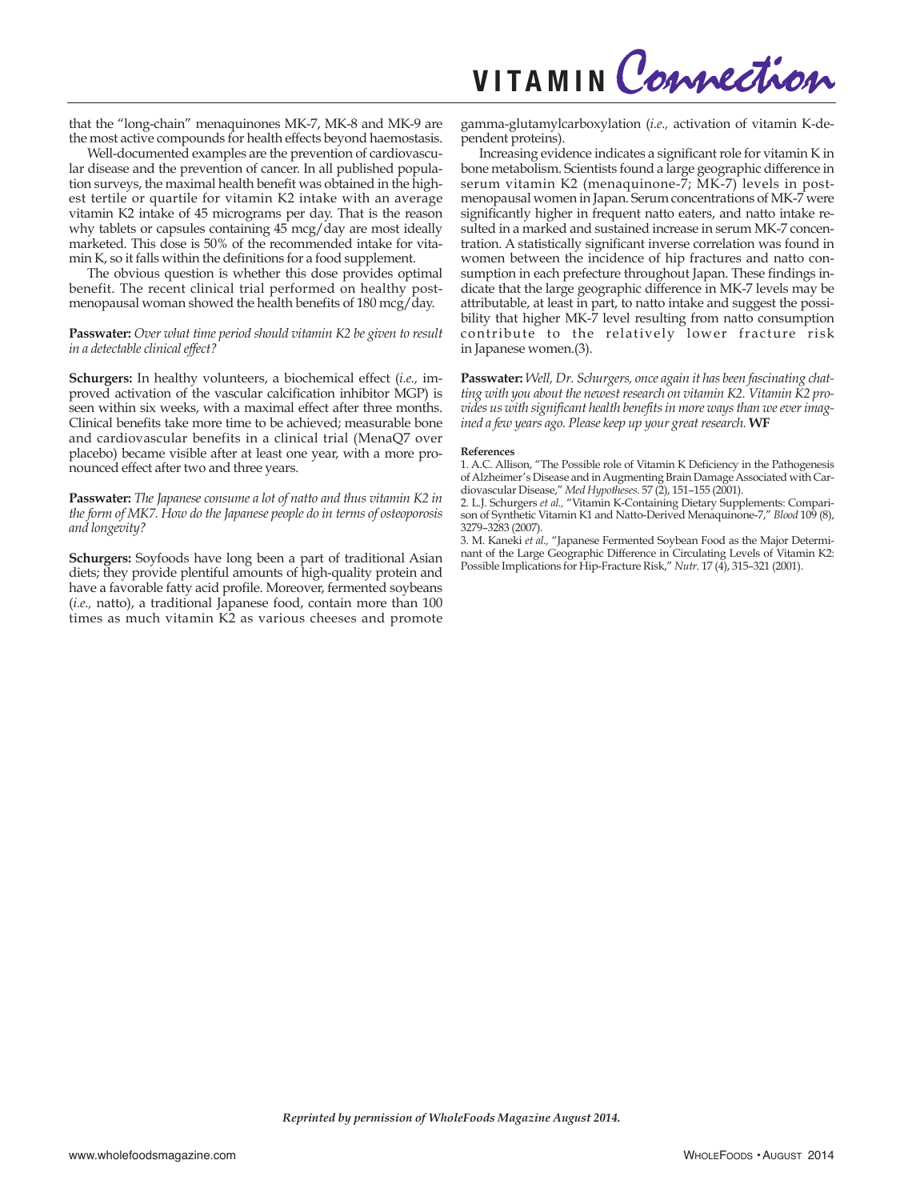that the "long-chain" menaquinones MK-7, MK-8 and MK-9 are the most active compounds for health effects beyond haemostasis.

Well-documented examples are the prevention of cardiovascular disease and the prevention of cancer. In all published population surveys, the maximal health benefit was obtained in the highest tertile or quartile for vitamin K2 intake with an average vitamin K2 intake of 45 micrograms per day. That is the reason why tablets or capsules containing 45 mcg/day are most ideally marketed. This dose is 50% of the recommended intake for vitamin K, so it falls within the definitions for a food supplement.

The obvious question is whether this dose provides optimal benefit. The recent clinical trial performed on healthy postmenopausal woman showed the health benefits of 180 mcg/day.

**Passwater:** *Over what time period should vitamin K2 be given to result in a detectable clinical effect?*

**Schurgers:** In healthy volunteers, a biochemical effect (*i.e.,* improved activation of the vascular calcification inhibitor MGP) is seen within six weeks, with a maximal effect after three months. Clinical benefits take more time to be achieved; measurable bone and cardiovascular benefits in a clinical trial (MenaQ7 over placebo) became visible after at least one year, with a more pronounced effect after two and three years.

**Passwater:** *The Japanese consume a lot of natto and thus vitamin K2 in the form of MK7. How do the Japanese people do in terms of osteoporosis and longevity?*

**Schurgers:** Soyfoods have long been a part of traditional Asian diets; they provide plentiful amounts of high-quality protein and have a favorable fatty acid profile. Moreover, fermented soybeans (*i.e.,* natto), a traditional Japanese food, contain more than 100 times as much vitamin K2 as various cheeses and promote gamma-glutamylcarboxylation (*i.e.,* activation of vitamin K-dependent proteins).

Increasing evidence indicates a significant role for vitamin K in bone metabolism. Scientists found a large geographic difference in serum vitamin K2 (menaquinone-7; MK-7) levels in postmenopausal women in Japan. Serum concentrations of MK-7 were significantly higher in frequent natto eaters, and natto intake resulted in a marked and sustained increase in serum MK-7 concentration. A statistically significant inverse correlation was found in women between the incidence of hip fractures and natto consumption in each prefecture throughout Japan. These findings indicate that the large geographic difference in MK-7 levels may be attributable, at least in part, to natto intake and suggest the possibility that higher MK-7 level resulting from natto consumption contribute to the relatively lower fracture risk in Japanese women.(3).

**Passwater:** *Well, Dr. Schurgers, once again it has been fascinating chatting with you about the newest research on vitamin K2. Vitamin K2 provides us with significant health benefits in more ways than we ever imagined a few years ago. Please keep up your great research.* **WF**

**References**

1. A.C. Allison, "The Possible role of Vitamin K Deficiency in the Pathogenesis of Alzheimer's Disease and in Augmenting Brain Damage Associated with Cardiovascular Disease," *Med Hypotheses.* 57 (2), 151–155 (2001).
2. L.J. Schurgers *et al.,* "Vitamin K-Containing Dietary Supplements: Comparison of Synthetic Vitamin K1 and Natto-Derived Menaquinone-7," *Blood* 109 (8), 3279–3283 (2007).
3. M. Kaneki *et al.,* "Japanese Fermented Soybean Food as the Major Determinant of the Large Geographic Difference in Circulating Levels of Vitamin K2: Possible Implications for Hip-Fracture Risk," *Nutr.* 17 (4), 315–321 (2001).

***Reprinted by permission of WholeFoods Magazine August 2014.***